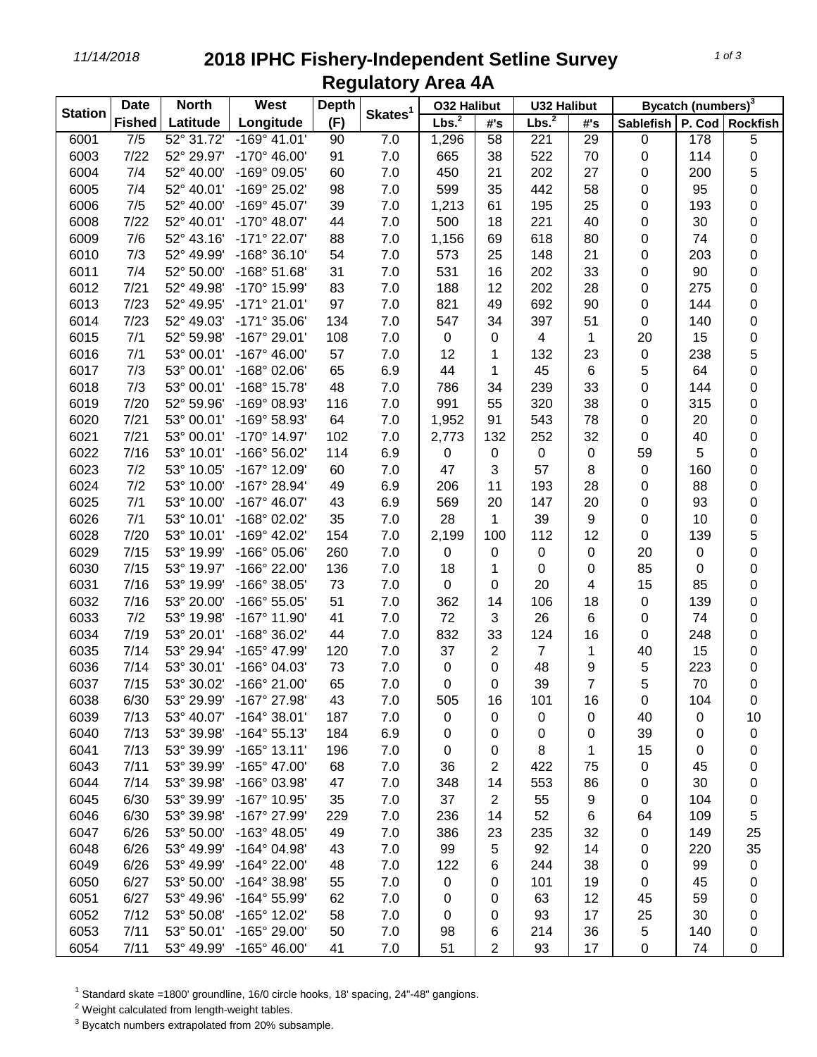# 2018 IPHC Fishery-Independent Setline Survey

## Regulatory Area 4A

| Station | Date | North | West | Depth | Skates[1] | O32 Halibut | | U32 Halibut | | Bycatch (numbers)[3] | | |
|---|---|---|---|---|---|---|---|---|---|---|---|---|
| | Fished | Latitude | Longitude | (F) | | Lbs.[2] | #'s | Lbs.[2] | #'s | Sablefish | P. Cod | Rockfish |
| 6001 | 7/5 | 52° 31.72' | -169° 41.01' | 90 | 7.0 | 1,296 | 58 | 221 | 29 | 0 | 178 | 5 |
| 6003 | 7/22 | 52° 29.97' | -170° 46.00' | 91 | 7.0 | 665 | 38 | 522 | 70 | 0 | 114 | 0 |
| 6004 | 7/4 | 52° 40.00' | -169° 09.05' | 60 | 7.0 | 450 | 21 | 202 | 27 | 0 | 200 | 5 |
| 6005 | 7/4 | 52° 40.01' | -169° 25.02' | 98 | 7.0 | 599 | 35 | 442 | 58 | 0 | 95 | 0 |
| 6006 | 7/5 | 52° 40.00' | -169° 45.07' | 39 | 7.0 | 1,213 | 61 | 195 | 25 | 0 | 193 | 0 |
| 6008 | 7/22 | 52° 40.01' | -170° 48.07' | 44 | 7.0 | 500 | 18 | 221 | 40 | 0 | 30 | 0 |
| 6009 | 7/6 | 52° 43.16' | -171° 22.07' | 88 | 7.0 | 1,156 | 69 | 618 | 80 | 0 | 74 | 0 |
| 6010 | 7/3 | 52° 49.99' | -168° 36.10' | 54 | 7.0 | 573 | 25 | 148 | 21 | 0 | 203 | 0 |
| 6011 | 7/4 | 52° 50.00' | -168° 51.68' | 31 | 7.0 | 531 | 16 | 202 | 33 | 0 | 90 | 0 |
| 6012 | 7/21 | 52° 49.98' | -170° 15.99' | 83 | 7.0 | 188 | 12 | 202 | 28 | 0 | 275 | 0 |
| 6013 | 7/23 | 52° 49.95' | -171° 21.01' | 97 | 7.0 | 821 | 49 | 692 | 90 | 0 | 144 | 0 |
| 6014 | 7/23 | 52° 49.03' | -171° 35.06' | 134 | 7.0 | 547 | 34 | 397 | 51 | 0 | 140 | 0 |
| 6015 | 7/1 | 52° 59.98' | -167° 29.01' | 108 | 7.0 | 0 | 0 | 4 | 1 | 20 | 15 | 0 |
| 6016 | 7/1 | 53° 00.01' | -167° 46.00' | 57 | 7.0 | 12 | 1 | 132 | 23 | 0 | 238 | 5 |
| 6017 | 7/3 | 53° 00.01' | -168° 02.06' | 65 | 6.9 | 44 | 1 | 45 | 6 | 5 | 64 | 0 |
| 6018 | 7/3 | 53° 00.01' | -168° 15.78' | 48 | 7.0 | 786 | 34 | 239 | 33 | 0 | 144 | 0 |
| 6019 | 7/20 | 52° 59.96' | -169° 08.93' | 116 | 7.0 | 991 | 55 | 320 | 38 | 0 | 315 | 0 |
| 6020 | 7/21 | 53° 00.01' | -169° 58.93' | 64 | 7.0 | 1,952 | 91 | 543 | 78 | 0 | 20 | 0 |
| 6021 | 7/21 | 53° 00.01' | -170° 14.97' | 102 | 7.0 | 2,773 | 132 | 252 | 32 | 0 | 40 | 0 |
| 6022 | 7/16 | 53° 10.01' | -166° 56.02' | 114 | 6.9 | 0 | 0 | 0 | 0 | 59 | 5 | 0 |
| 6023 | 7/2 | 53° 10.05' | -167° 12.09' | 60 | 7.0 | 47 | 3 | 57 | 8 | 0 | 160 | 0 |
| 6024 | 7/2 | 53° 10.00' | -167° 28.94' | 49 | 6.9 | 206 | 11 | 193 | 28 | 0 | 88 | 0 |
| 6025 | 7/1 | 53° 10.00' | -167° 46.07' | 43 | 6.9 | 569 | 20 | 147 | 20 | 0 | 93 | 0 |
| 6026 | 7/1 | 53° 10.01' | -168° 02.02' | 35 | 7.0 | 28 | 1 | 39 | 9 | 0 | 10 | 0 |
| 6028 | 7/20 | 53° 10.01' | -169° 42.02' | 154 | 7.0 | 2,199 | 100 | 112 | 12 | 0 | 139 | 5 |
| 6029 | 7/15 | 53° 19.99' | -166° 05.06' | 260 | 7.0 | 0 | 0 | 0 | 0 | 20 | 0 | 0 |
| 6030 | 7/15 | 53° 19.97' | -166° 22.00' | 136 | 7.0 | 18 | 1 | 0 | 0 | 85 | 0 | 0 |
| 6031 | 7/16 | 53° 19.99' | -166° 38.05' | 73 | 7.0 | 0 | 0 | 20 | 4 | 15 | 85 | 0 |
| 6032 | 7/16 | 53° 20.00' | -166° 55.05' | 51 | 7.0 | 362 | 14 | 106 | 18 | 0 | 139 | 0 |
| 6033 | 7/2 | 53° 19.98' | -167° 11.90' | 41 | 7.0 | 72 | 3 | 26 | 6 | 0 | 74 | 0 |
| 6034 | 7/19 | 53° 20.01' | -168° 36.02' | 44 | 7.0 | 832 | 33 | 124 | 16 | 0 | 248 | 0 |
| 6035 | 7/14 | 53° 29.94' | -165° 47.99' | 120 | 7.0 | 37 | 2 | 7 | 1 | 40 | 15 | 0 |
| 6036 | 7/14 | 53° 30.01' | -166° 04.03' | 73 | 7.0 | 0 | 0 | 48 | 9 | 5 | 223 | 0 |
| 6037 | 7/15 | 53° 30.02' | -166° 21.00' | 65 | 7.0 | 0 | 0 | 39 | 7 | 5 | 70 | 0 |
| 6038 | 6/30 | 53° 29.99' | -167° 27.98' | 43 | 7.0 | 505 | 16 | 101 | 16 | 0 | 104 | 0 |
| 6039 | 7/13 | 53° 40.07' | -164° 38.01' | 187 | 7.0 | 0 | 0 | 0 | 0 | 40 | 0 | 10 |
| 6040 | 7/13 | 53° 39.98' | -164° 55.13' | 184 | 6.9 | 0 | 0 | 0 | 0 | 39 | 0 | 0 |
| 6041 | 7/13 | 53° 39.99' | -165° 13.11' | 196 | 7.0 | 0 | 0 | 8 | 1 | 15 | 0 | 0 |
| 6043 | 7/11 | 53° 39.99' | -165° 47.00' | 68 | 7.0 | 36 | 2 | 422 | 75 | 0 | 45 | 0 |
| 6044 | 7/14 | 53° 39.98' | -166° 03.98' | 47 | 7.0 | 348 | 14 | 553 | 86 | 0 | 30 | 0 |
| 6045 | 6/30 | 53° 39.99' | -167° 10.95' | 35 | 7.0 | 37 | 2 | 55 | 9 | 0 | 104 | 0 |
| 6046 | 6/30 | 53° 39.98' | -167° 27.99' | 229 | 7.0 | 236 | 14 | 52 | 6 | 64 | 109 | 5 |
| 6047 | 6/26 | 53° 50.00' | -163° 48.05' | 49 | 7.0 | 386 | 23 | 235 | 32 | 0 | 149 | 25 |
| 6048 | 6/26 | 53° 49.99' | -164° 04.98' | 43 | 7.0 | 99 | 5 | 92 | 14 | 0 | 220 | 35 |
| 6049 | 6/26 | 53° 49.99' | -164° 22.00' | 48 | 7.0 | 122 | 6 | 244 | 38 | 0 | 99 | 0 |
| 6050 | 6/27 | 53° 50.00' | -164° 38.98' | 55 | 7.0 | 0 | 0 | 101 | 19 | 0 | 45 | 0 |
| 6051 | 6/27 | 53° 49.96' | -164° 55.99' | 62 | 7.0 | 0 | 0 | 63 | 12 | 45 | 59 | 0 |
| 6052 | 7/12 | 53° 50.08' | -165° 12.02' | 58 | 7.0 | 0 | 0 | 93 | 17 | 25 | 30 | 0 |
| 6053 | 7/11 | 53° 50.01' | -165° 29.00' | 50 | 7.0 | 98 | 6 | 214 | 36 | 5 | 140 | 0 |
| 6054 | 7/11 | 53° 49.99' | -165° 46.00' | 41 | 7.0 | 51 | 2 | 93 | 17 | 0 | 74 | 0 |

[1] Standard skate =1800' groundline, 16/0 circle hooks, 18' spacing, 24"-48" gangions.

[2] Weight calculated from length-weight tables.

[3] Bycatch numbers extrapolated from 20% subsample.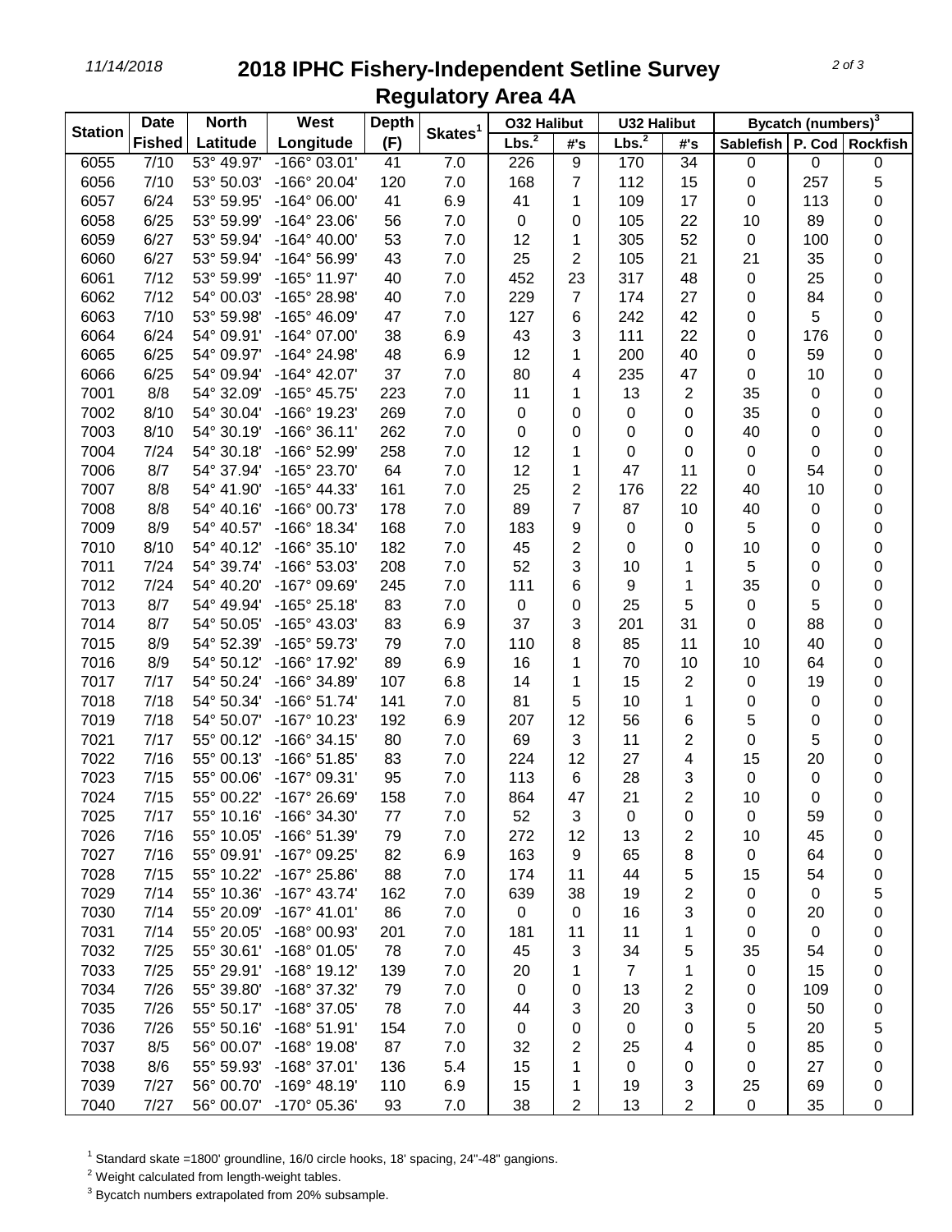# 2018 IPHC Fishery-Independent Setline Survey
## Regulatory Area 4A

| Station | Date | North | West | Depth | Skates[1] | O32 Halibut | | U32 Halibut | | Bycatch (numbers)[3] | | |
|---|---|---|---|---|---|---|---|---|---|---|---|---|
| | Fished | Latitude | Longitude | (F) | | Lbs.[2] | #'s | Lbs.[2] | #'s | Sablefish | P. Cod | Rockfish |
| 6055 | 7/10 | 53° 49.97' | -166° 03.01' | 41 | 7.0 | 226 | 9 | 170 | 34 | 0 | 0 | 0 |
| 6056 | 7/10 | 53° 50.03' | -166° 20.04' | 120 | 7.0 | 168 | 7 | 112 | 15 | 0 | 257 | 5 |
| 6057 | 6/24 | 53° 59.95' | -164° 06.00' | 41 | 6.9 | 41 | 1 | 109 | 17 | 0 | 113 | 0 |
| 6058 | 6/25 | 53° 59.99' | -164° 23.06' | 56 | 7.0 | 0 | 0 | 105 | 22 | 10 | 89 | 0 |
| 6059 | 6/27 | 53° 59.94' | -164° 40.00' | 53 | 7.0 | 12 | 1 | 305 | 52 | 0 | 100 | 0 |
| 6060 | 6/27 | 53° 59.94' | -164° 56.99' | 43 | 7.0 | 25 | 2 | 105 | 21 | 21 | 35 | 0 |
| 6061 | 7/12 | 53° 59.99' | -165° 11.97' | 40 | 7.0 | 452 | 23 | 317 | 48 | 0 | 25 | 0 |
| 6062 | 7/12 | 54° 00.03' | -165° 28.98' | 40 | 7.0 | 229 | 7 | 174 | 27 | 0 | 84 | 0 |
| 6063 | 7/10 | 53° 59.98' | -165° 46.09' | 47 | 7.0 | 127 | 6 | 242 | 42 | 0 | 5 | 0 |
| 6064 | 6/24 | 54° 09.91' | -164° 07.00' | 38 | 6.9 | 43 | 3 | 111 | 22 | 0 | 176 | 0 |
| 6065 | 6/25 | 54° 09.97' | -164° 24.98' | 48 | 6.9 | 12 | 1 | 200 | 40 | 0 | 59 | 0 |
| 6066 | 6/25 | 54° 09.94' | -164° 42.07' | 37 | 7.0 | 80 | 4 | 235 | 47 | 0 | 10 | 0 |
| 7001 | 8/8 | 54° 32.09' | -165° 45.75' | 223 | 7.0 | 11 | 1 | 13 | 2 | 35 | 0 | 0 |
| 7002 | 8/10 | 54° 30.04' | -166° 19.23' | 269 | 7.0 | 0 | 0 | 0 | 0 | 35 | 0 | 0 |
| 7003 | 8/10 | 54° 30.19' | -166° 36.11' | 262 | 7.0 | 0 | 0 | 0 | 0 | 40 | 0 | 0 |
| 7004 | 7/24 | 54° 30.18' | -166° 52.99' | 258 | 7.0 | 12 | 1 | 0 | 0 | 0 | 0 | 0 |
| 7006 | 8/7 | 54° 37.94' | -165° 23.70' | 64 | 7.0 | 12 | 1 | 47 | 11 | 0 | 54 | 0 |
| 7007 | 8/8 | 54° 41.90' | -165° 44.33' | 161 | 7.0 | 25 | 2 | 176 | 22 | 40 | 10 | 0 |
| 7008 | 8/8 | 54° 40.16' | -166° 00.73' | 178 | 7.0 | 89 | 7 | 87 | 10 | 40 | 0 | 0 |
| 7009 | 8/9 | 54° 40.57' | -166° 18.34' | 168 | 7.0 | 183 | 9 | 0 | 0 | 5 | 0 | 0 |
| 7010 | 8/10 | 54° 40.12' | -166° 35.10' | 182 | 7.0 | 45 | 2 | 0 | 0 | 10 | 0 | 0 |
| 7011 | 7/24 | 54° 39.74' | -166° 53.03' | 208 | 7.0 | 52 | 3 | 10 | 1 | 5 | 0 | 0 |
| 7012 | 7/24 | 54° 40.20' | -167° 09.69' | 245 | 7.0 | 111 | 6 | 9 | 1 | 35 | 0 | 0 |
| 7013 | 8/7 | 54° 49.94' | -165° 25.18' | 83 | 7.0 | 0 | 0 | 25 | 5 | 0 | 5 | 0 |
| 7014 | 8/7 | 54° 50.05' | -165° 43.03' | 83 | 6.9 | 37 | 3 | 201 | 31 | 0 | 88 | 0 |
| 7015 | 8/9 | 54° 52.39' | -165° 59.73' | 79 | 7.0 | 110 | 8 | 85 | 11 | 10 | 40 | 0 |
| 7016 | 8/9 | 54° 50.12' | -166° 17.92' | 89 | 6.9 | 16 | 1 | 70 | 10 | 10 | 64 | 0 |
| 7017 | 7/17 | 54° 50.24' | -166° 34.89' | 107 | 6.8 | 14 | 1 | 15 | 2 | 0 | 19 | 0 |
| 7018 | 7/18 | 54° 50.34' | -166° 51.74' | 141 | 7.0 | 81 | 5 | 10 | 1 | 0 | 0 | 0 |
| 7019 | 7/18 | 54° 50.07' | -167° 10.23' | 192 | 6.9 | 207 | 12 | 56 | 6 | 5 | 0 | 0 |
| 7021 | 7/17 | 55° 00.12' | -166° 34.15' | 80 | 7.0 | 69 | 3 | 11 | 2 | 0 | 5 | 0 |
| 7022 | 7/16 | 55° 00.13' | -166° 51.85' | 83 | 7.0 | 224 | 12 | 27 | 4 | 15 | 20 | 0 |
| 7023 | 7/15 | 55° 00.06' | -167° 09.31' | 95 | 7.0 | 113 | 6 | 28 | 3 | 0 | 0 | 0 |
| 7024 | 7/15 | 55° 00.22' | -167° 26.69' | 158 | 7.0 | 864 | 47 | 21 | 2 | 10 | 0 | 0 |
| 7025 | 7/17 | 55° 10.16' | -166° 34.30' | 77 | 7.0 | 52 | 3 | 0 | 0 | 0 | 59 | 0 |
| 7026 | 7/16 | 55° 10.05' | -166° 51.39' | 79 | 7.0 | 272 | 12 | 13 | 2 | 10 | 45 | 0 |
| 7027 | 7/16 | 55° 09.91' | -167° 09.25' | 82 | 6.9 | 163 | 9 | 65 | 8 | 0 | 64 | 0 |
| 7028 | 7/15 | 55° 10.22' | -167° 25.86' | 88 | 7.0 | 174 | 11 | 44 | 5 | 15 | 54 | 0 |
| 7029 | 7/14 | 55° 10.36' | -167° 43.74' | 162 | 7.0 | 639 | 38 | 19 | 2 | 0 | 0 | 5 |
| 7030 | 7/14 | 55° 20.09' | -167° 41.01' | 86 | 7.0 | 0 | 0 | 16 | 3 | 0 | 20 | 0 |
| 7031 | 7/14 | 55° 20.05' | -168° 00.93' | 201 | 7.0 | 181 | 11 | 11 | 1 | 0 | 0 | 0 |
| 7032 | 7/25 | 55° 30.61' | -168° 01.05' | 78 | 7.0 | 45 | 3 | 34 | 5 | 35 | 54 | 0 |
| 7033 | 7/25 | 55° 29.91' | -168° 19.12' | 139 | 7.0 | 20 | 1 | 7 | 1 | 0 | 15 | 0 |
| 7034 | 7/26 | 55° 39.80' | -168° 37.32' | 79 | 7.0 | 0 | 0 | 13 | 2 | 0 | 109 | 0 |
| 7035 | 7/26 | 55° 50.17' | -168° 37.05' | 78 | 7.0 | 44 | 3 | 20 | 3 | 0 | 50 | 0 |
| 7036 | 7/26 | 55° 50.16' | -168° 51.91' | 154 | 7.0 | 0 | 0 | 0 | 0 | 5 | 20 | 5 |
| 7037 | 8/5 | 56° 00.07' | -168° 19.08' | 87 | 7.0 | 32 | 2 | 25 | 4 | 0 | 85 | 0 |
| 7038 | 8/6 | 55° 59.93' | -168° 37.01' | 136 | 5.4 | 15 | 1 | 0 | 0 | 0 | 27 | 0 |
| 7039 | 7/27 | 56° 00.70' | -169° 48.19' | 110 | 6.9 | 15 | 1 | 19 | 3 | 25 | 69 | 0 |
| 7040 | 7/27 | 56° 00.07' | -170° 05.36' | 93 | 7.0 | 38 | 2 | 13 | 2 | 0 | 35 | 0 |

[1] Standard skate =1800' groundline, 16/0 circle hooks, 18' spacing, 24"-48" gangions.

[2] Weight calculated from length-weight tables.

[3] Bycatch numbers extrapolated from 20% subsample.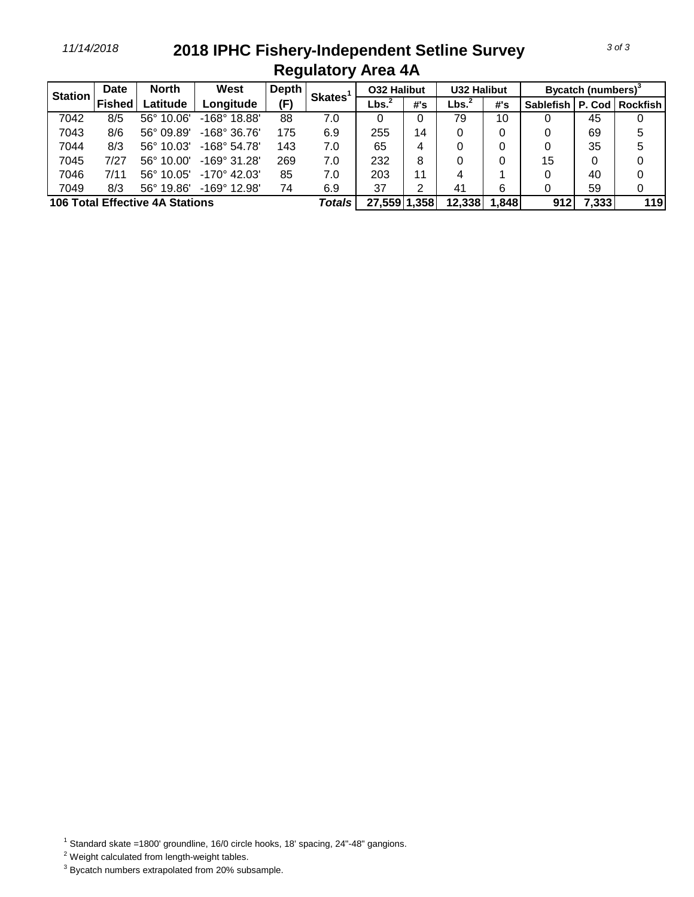# 2018 IPHC Fishery-Independent Setline Survey
## Regulatory Area 4A

11/14/2018

| Station | Date Fished | North Latitude | West Longitude | Depth (F) | Skates[1] | O32 Halibut | | U32 Halibut | | Bycatch (numbers)[3] | | |
|---|---|---|---|---|---|---|---|---|---|---|---|---|
| | | | | | | Lbs.[2] | #'s | Lbs.[2] | #'s | Sablefish | P. Cod | Rockfish |
| 7042 | 8/5 | 56° 10.06' | -168° 18.88' | 88 | 7.0 | 0 | 0 | 79 | 10 | 0 | 45 | 0 |
| 7043 | 8/6 | 56° 09.89' | -168° 36.76' | 175 | 6.9 | 255 | 14 | 0 | 0 | 0 | 69 | 5 |
| 7044 | 8/3 | 56° 10.03' | -168° 54.78' | 143 | 7.0 | 65 | 4 | 0 | 0 | 0 | 35 | 5 |
| 7045 | 7/27 | 56° 10.00' | -169° 31.28' | 269 | 7.0 | 232 | 8 | 0 | 0 | 15 | 0 | 0 |
| 7046 | 7/11 | 56° 10.05' | -170° 42.03' | 85 | 7.0 | 203 | 11 | 4 | 1 | 0 | 40 | 0 |
| 7049 | 8/3 | 56° 19.86' | -169° 12.98' | 74 | 6.9 | 37 | 2 | 41 | 6 | 0 | 59 | 0 |
| **106 Total Effective 4A Stations** | | | | | ***Totals*** | **27,559** | **1,358** | **12,338** | **1,848** | **912** | **7,333** | **119** |

[1] Standard skate =1800' groundline, 16/0 circle hooks, 18' spacing, 24"-48" gangions.

[2] Weight calculated from length-weight tables.

[3] Bycatch numbers extrapolated from 20% subsample.